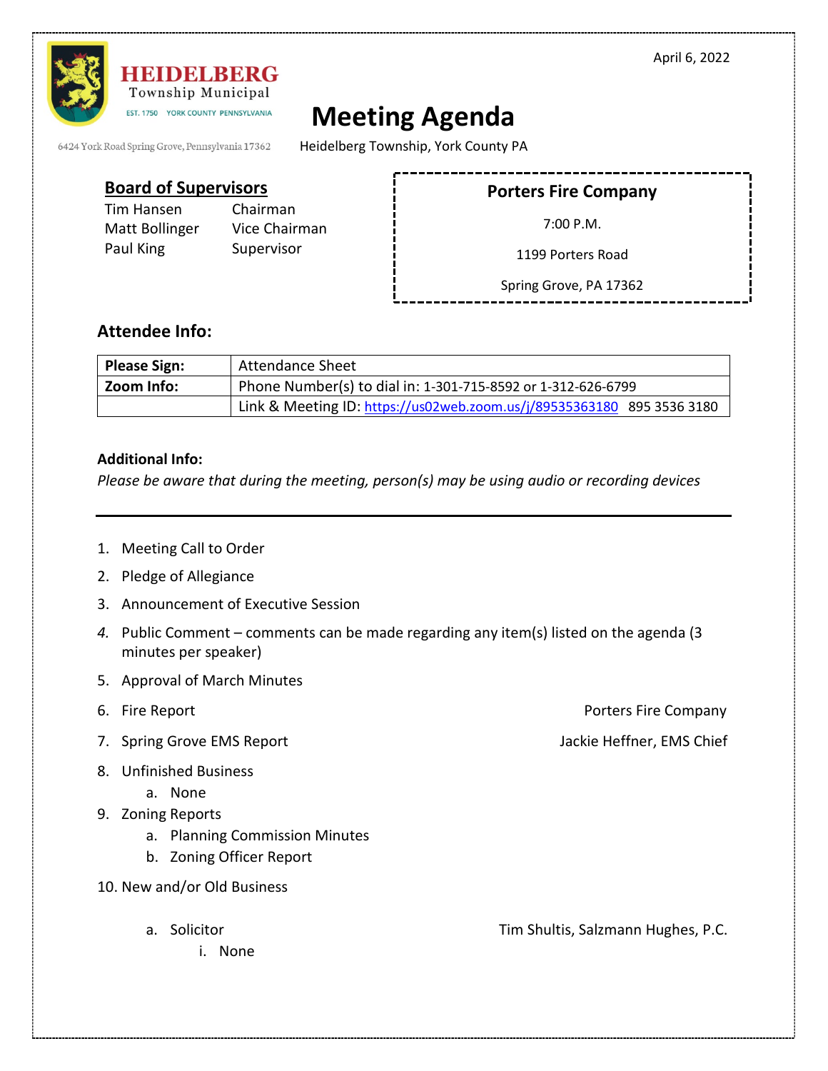April 6, 2022

**HEIDELBERG**
Township Municipal
EST. 1750 YORK COUNTY PENNSYLVANIA

6424 York Road Spring Grove, Pennsylvania 17362

# Meeting Agenda

Heidelberg Township, York County PA

## Board of Supervisors

| | |
|---|---|
| Tim Hansen | Chairman |
| Matt Bollinger | Vice Chairman |
| Paul King | Supervisor |

**Porters Fire Company**

7:00 P.M.

1199 Porters Road

Spring Grove, PA 17362

## Attendee Info:

| | |
|---|---|
| **Please Sign:** | Attendance Sheet |
| **Zoom Info:** | Phone Number(s) to dial in: 1-301-715-8592 or 1-312-626-6799 |
| | Link & Meeting ID: https://us02web.zoom.us/j/89535363180 895 3536 3180 |

**Additional Info:**
*Please be aware that during the meeting, person(s) may be using audio or recording devices*

---

1. Meeting Call to Order
2. Pledge of Allegiance
3. Announcement of Executive Session
4. Public Comment – comments can be made regarding any item(s) listed on the agenda (3 minutes per speaker)
5. Approval of March Minutes
6. Fire Report — Porters Fire Company
7. Spring Grove EMS Report — Jackie Heffner, EMS Chief
8. Unfinished Business
   a. None
9. Zoning Reports
   a. Planning Commission Minutes
   b. Zoning Officer Report
10. New and/or Old Business
    a. Solicitor — Tim Shultis, Salzmann Hughes, P.C.
       i. None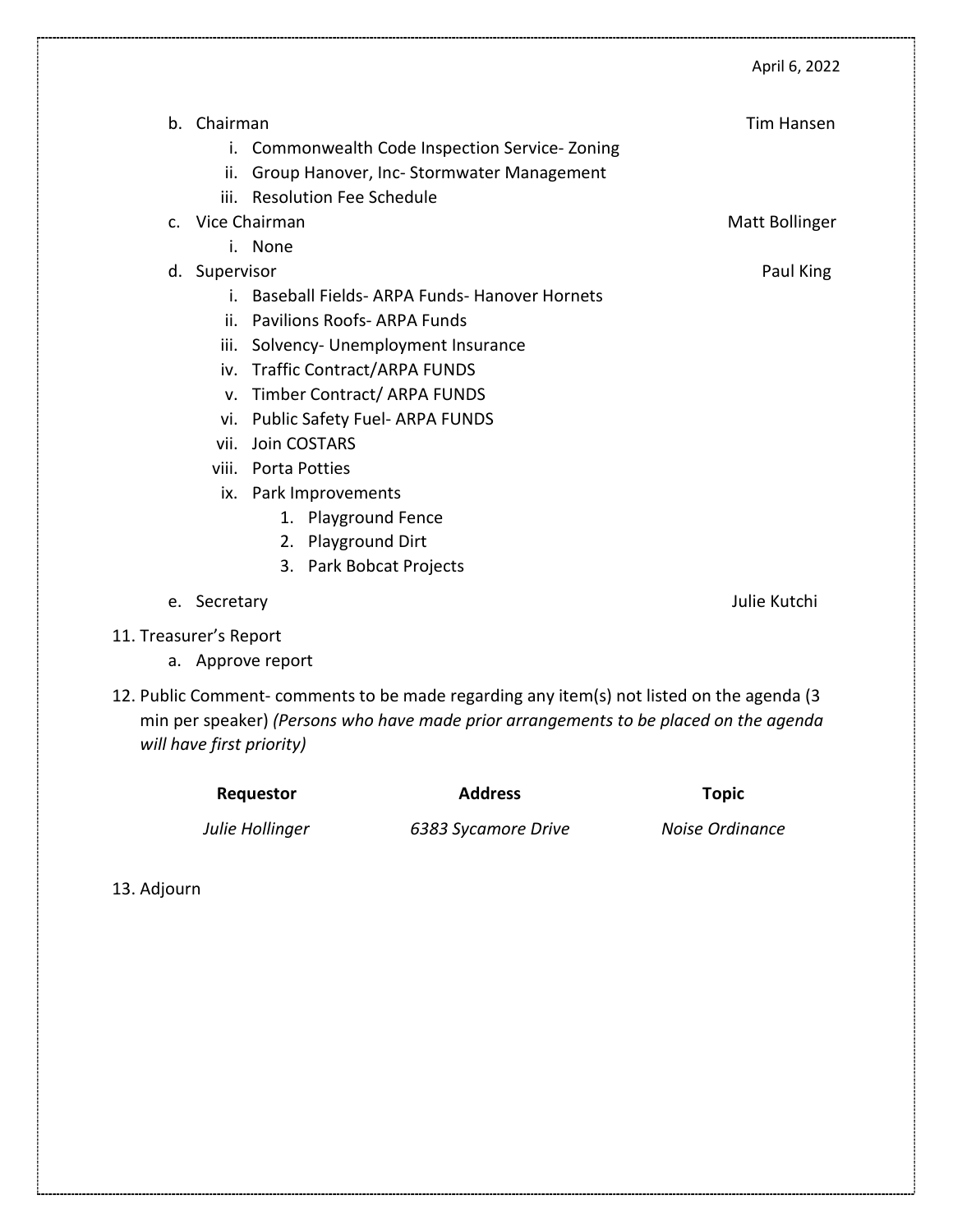April 6, 2022

b. Chairman — Tim Hansen
   i. Commonwealth Code Inspection Service- Zoning
   ii. Group Hanover, Inc- Stormwater Management
   iii. Resolution Fee Schedule
c. Vice Chairman — Matt Bollinger
   i. None
d. Supervisor — Paul King
   i. Baseball Fields- ARPA Funds- Hanover Hornets
   ii. Pavilions Roofs- ARPA Funds
   iii. Solvency- Unemployment Insurance
   iv. Traffic Contract/ARPA FUNDS
   v. Timber Contract/ ARPA FUNDS
   vi. Public Safety Fuel- ARPA FUNDS
   vii. Join COSTARS
   viii. Porta Potties
   ix. Park Improvements
      1. Playground Fence
      2. Playground Dirt
      3. Park Bobcat Projects
e. Secretary — Julie Kutchi

11. Treasurer's Report
    a. Approve report

12. Public Comment- comments to be made regarding any item(s) not listed on the agenda (3 min per speaker) *(Persons who have made prior arrangements to be placed on the agenda will have first priority)*

| Requestor | Address | Topic |
| --- | --- | --- |
| *Julie Hollinger* | *6383 Sycamore Drive* | *Noise Ordinance* |

13. Adjourn